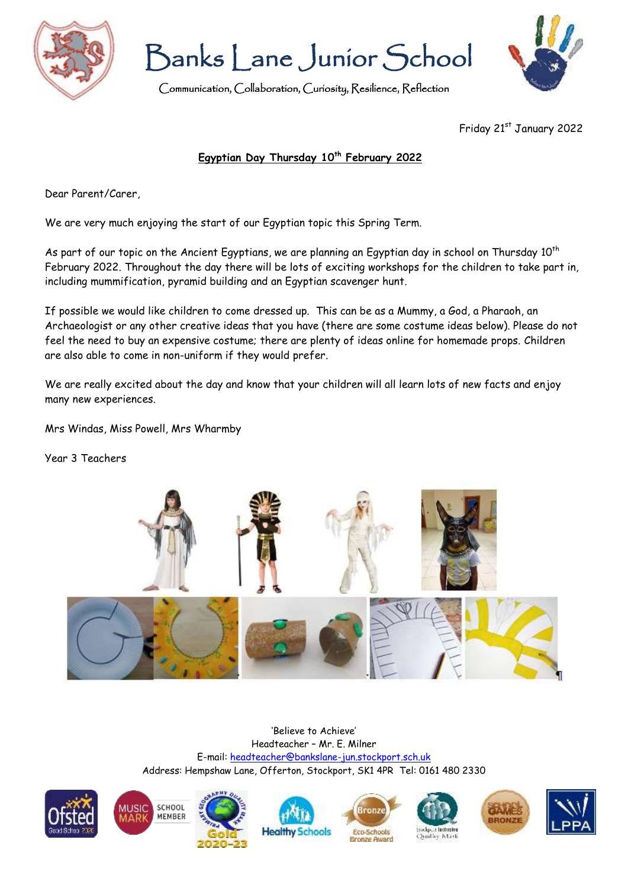# Banks Lane Junior School

Communication, Collaboration, Curiosity, Resilience, Reflection

Friday 21st January 2022

**Egyptian Day Thursday 10th February 2022**

Dear Parent/Carer,

We are very much enjoying the start of our Egyptian topic this Spring Term.

As part of our topic on the Ancient Egyptians, we are planning an Egyptian day in school on Thursday 10th February 2022. Throughout the day there will be lots of exciting workshops for the children to take part in, including mummification, pyramid building and an Egyptian scavenger hunt.

If possible we would like children to come dressed up. This can be as a Mummy, a God, a Pharaoh, an Archaeologist or any other creative ideas that you have (there are some costume ideas below). Please do not feel the need to buy an expensive costume; there are plenty of ideas online for homemade props. Children are also able to come in non-uniform if they would prefer.

We are really excited about the day and know that your children will all learn lots of new facts and enjoy many new experiences.

Mrs Windas, Miss Powell, Mrs Wharmby

Year 3 Teachers

'Believe to Achieve'

Headteacher – Mr. E. Milner

E-mail: headteacher@bankslane-jun.stockport.sch.uk

Address: Hempshaw Lane, Offerton, Stockport, SK1 4PR Tel: 0161 480 2330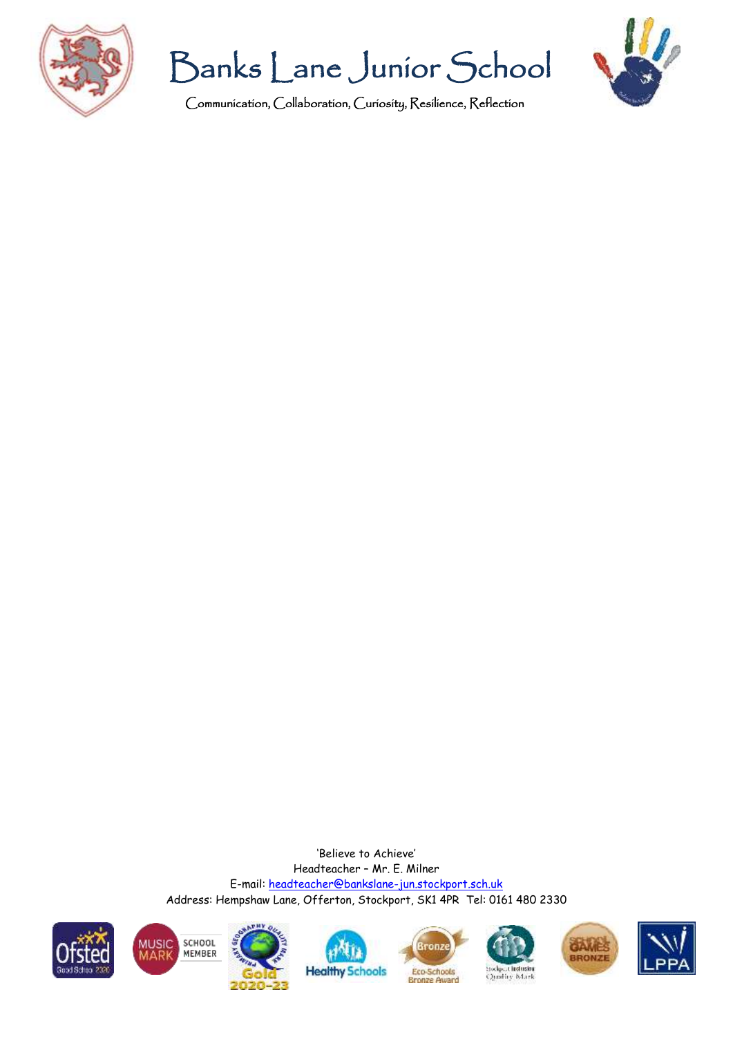# Banks Lane Junior School

Communication, Collaboration, Curiosity, Resilience, Reflection

'Believe to Achieve'

Headteacher – Mr. E. Milner

E-mail: headteacher@bankslane-jun.stockport.sch.uk

Address: Hempshaw Lane, Offerton, Stockport, SK1 4PR Tel: 0161 480 2330